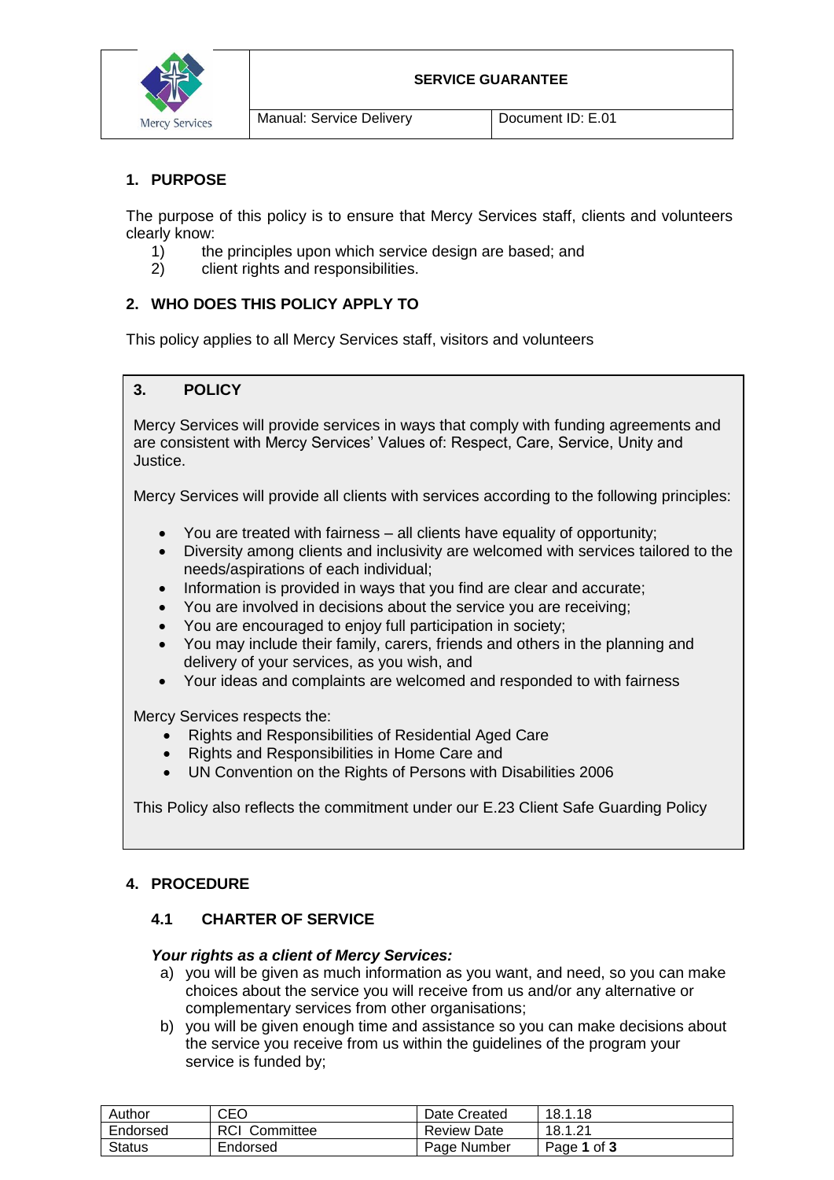| | **SERVICE GUARANTEE** | |
|---|---|---|
| Mercy Services | Manual: Service Delivery | Document ID: E.01 |

## 1. PURPOSE

The purpose of this policy is to ensure that Mercy Services staff, clients and volunteers clearly know:

1) the principles upon which service design are based; and
2) client rights and responsibilities.

## 2. WHO DOES THIS POLICY APPLY TO

This policy applies to all Mercy Services staff, visitors and volunteers

## 3. POLICY

Mercy Services will provide services in ways that comply with funding agreements and are consistent with Mercy Services' Values of: Respect, Care, Service, Unity and Justice.

Mercy Services will provide all clients with services according to the following principles:

- You are treated with fairness – all clients have equality of opportunity;
- Diversity among clients and inclusivity are welcomed with services tailored to the needs/aspirations of each individual;
- Information is provided in ways that you find are clear and accurate;
- You are involved in decisions about the service you are receiving;
- You are encouraged to enjoy full participation in society;
- You may include their family, carers, friends and others in the planning and delivery of your services, as you wish, and
- Your ideas and complaints are welcomed and responded to with fairness

Mercy Services respects the:

- Rights and Responsibilities of Residential Aged Care
- Rights and Responsibilities in Home Care and
- UN Convention on the Rights of Persons with Disabilities 2006

This Policy also reflects the commitment under our E.23 Client Safe Guarding Policy

## 4. PROCEDURE

### 4.1 CHARTER OF SERVICE

***Your rights as a client of Mercy Services:***

a) you will be given as much information as you want, and need, so you can make choices about the service you will receive from us and/or any alternative or complementary services from other organisations;
b) you will be given enough time and assistance so you can make decisions about the service you receive from us within the guidelines of the program your service is funded by;

| Author | CEO | Date Created | 18.1.18 |
|---|---|---|---|
| Endorsed | RCI Committee | Review Date | 18.1.21 |
| Status | Endorsed | Page Number | Page **1** of **3** |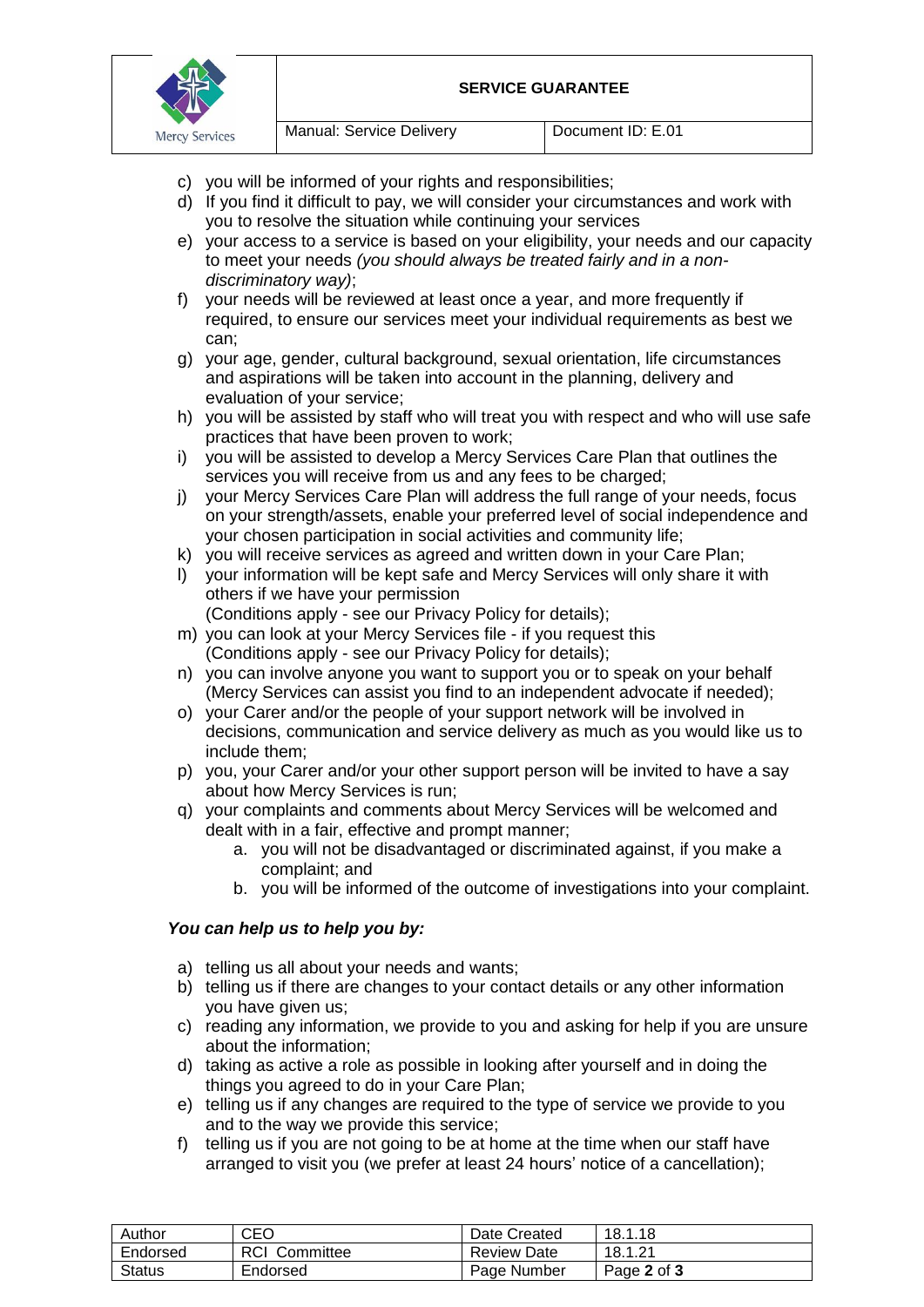c) you will be informed of your rights and responsibilities;
d) If you find it difficult to pay, we will consider your circumstances and work with you to resolve the situation while continuing your services
e) your access to a service is based on your eligibility, your needs and our capacity to meet your needs *(you should always be treated fairly and in a non-discriminatory way)*;
f) your needs will be reviewed at least once a year, and more frequently if required, to ensure our services meet your individual requirements as best we can;
g) your age, gender, cultural background, sexual orientation, life circumstances and aspirations will be taken into account in the planning, delivery and evaluation of your service;
h) you will be assisted by staff who will treat you with respect and who will use safe practices that have been proven to work;
i) you will be assisted to develop a Mercy Services Care Plan that outlines the services you will receive from us and any fees to be charged;
j) your Mercy Services Care Plan will address the full range of your needs, focus on your strength/assets, enable your preferred level of social independence and your chosen participation in social activities and community life;
k) you will receive services as agreed and written down in your Care Plan;
l) your information will be kept safe and Mercy Services will only share it with others if we have your permission
(Conditions apply - see our Privacy Policy for details);
m) you can look at your Mercy Services file - if you request this
(Conditions apply - see our Privacy Policy for details);
n) you can involve anyone you want to support you or to speak on your behalf (Mercy Services can assist you find to an independent advocate if needed);
o) your Carer and/or the people of your support network will be involved in decisions, communication and service delivery as much as you would like us to include them;
p) you, your Carer and/or your other support person will be invited to have a say about how Mercy Services is run;
q) your complaints and comments about Mercy Services will be welcomed and dealt with in a fair, effective and prompt manner;
    a. you will not be disadvantaged or discriminated against, if you make a complaint; and
    b. you will be informed of the outcome of investigations into your complaint.

***You can help us to help you by:***

a) telling us all about your needs and wants;
b) telling us if there are changes to your contact details or any other information you have given us;
c) reading any information, we provide to you and asking for help if you are unsure about the information;
d) taking as active a role as possible in looking after yourself and in doing the things you agreed to do in your Care Plan;
e) telling us if any changes are required to the type of service we provide to you and to the way we provide this service;
f) telling us if you are not going to be at home at the time when our staff have arranged to visit you (we prefer at least 24 hours' notice of a cancellation);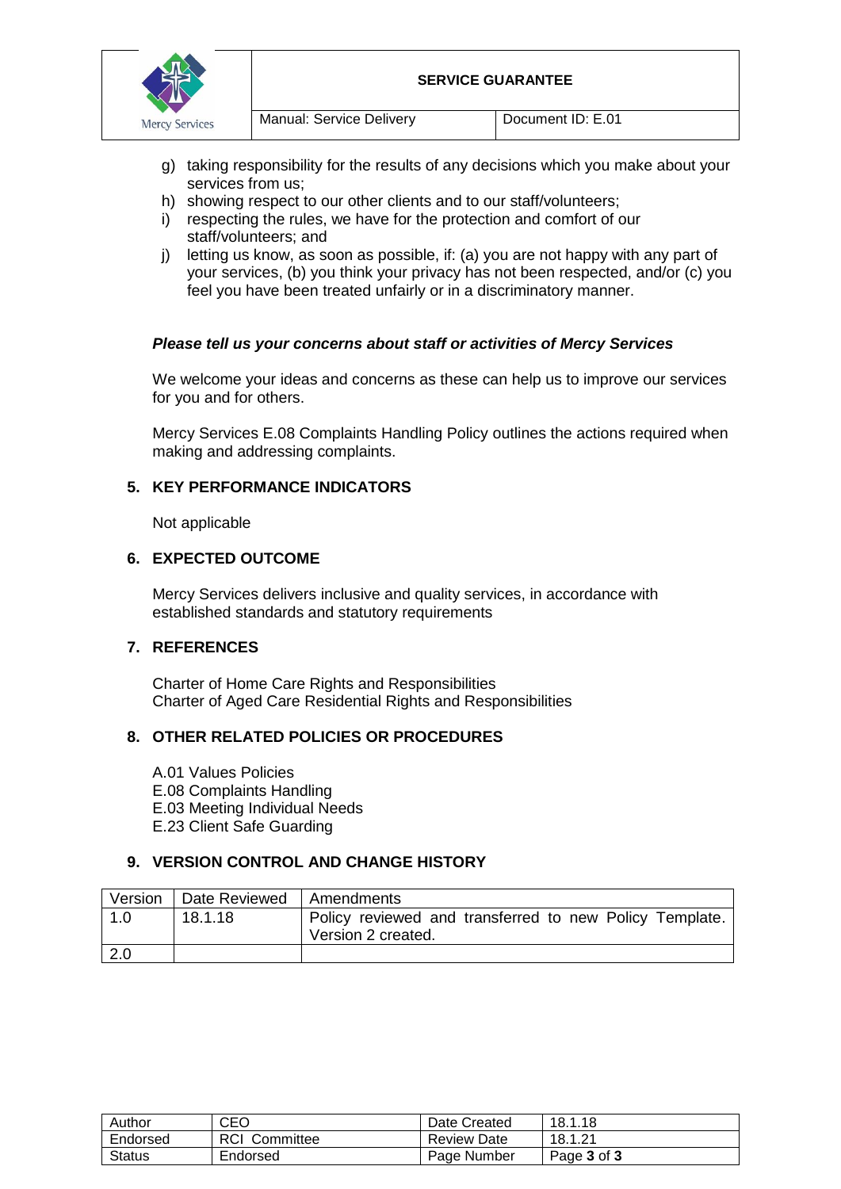g) taking responsibility for the results of any decisions which you make about your services from us;
h) showing respect to our other clients and to our staff/volunteers;
i) respecting the rules, we have for the protection and comfort of our staff/volunteers; and
j) letting us know, as soon as possible, if: (a) you are not happy with any part of your services, (b) you think your privacy has not been respected, and/or (c) you feel you have been treated unfairly or in a discriminatory manner.

***Please tell us your concerns about staff or activities of Mercy Services***

We welcome your ideas and concerns as these can help us to improve our services for you and for others.

Mercy Services E.08 Complaints Handling Policy outlines the actions required when making and addressing complaints.

## 5. KEY PERFORMANCE INDICATORS

Not applicable

## 6. EXPECTED OUTCOME

Mercy Services delivers inclusive and quality services, in accordance with established standards and statutory requirements

## 7. REFERENCES

Charter of Home Care Rights and Responsibilities
Charter of Aged Care Residential Rights and Responsibilities

## 8. OTHER RELATED POLICIES OR PROCEDURES

A.01 Values Policies
E.08 Complaints Handling
E.03 Meeting Individual Needs
E.23 Client Safe Guarding

## 9. VERSION CONTROL AND CHANGE HISTORY

| Version | Date Reviewed | Amendments |
|---|---|---|
| 1.0 | 18.1.18 | Policy reviewed and transferred to new Policy Template. Version 2 created. |
| 2.0 | | |

| | | | |
|---|---|---|---|
| Author | CEO | Date Created | 18.1.18 |
| Endorsed | RCI Committee | Review Date | 18.1.21 |
| Status | Endorsed | Page Number | Page **3** of **3** |